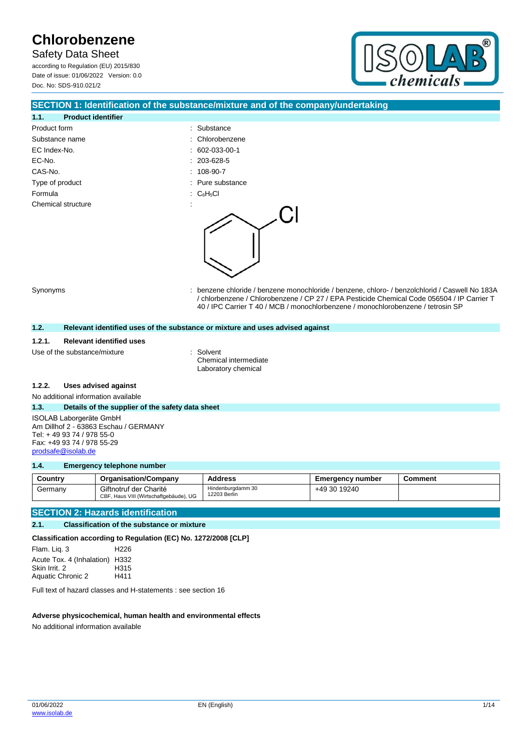# Chlorobenzene

Safety Data Sheet

according to Regulation (EU) 2015/830

Date of issue: 01/06/2022 Version: 0.0

Doc. No: SDS-910.021/2

## SECTION 1: Identification of the substance/mixture and of the company/undertaking

### 1.1. Product identifier

| | |
|---|---|
| Product form | : Substance |
| Substance name | : Chlorobenzene |
| EC Index-No. | : 602-033-00-1 |
| EC-No. | : 203-628-5 |
| CAS-No. | : 108-90-7 |
| Type of product | : Pure substance |
| Formula | : $C_6H_5Cl$ |
| Chemical structure | : |
| Synonyms | : benzene chloride / benzene monochloride / benzene, chloro- / benzolchlorid / Caswell No 183A / chlorbenzene / Chlorobenzene / CP 27 / EPA Pesticide Chemical Code 056504 / IP Carrier T 40 / IPC Carrier T 40 / MCB / monochlorbenzene / monochlorobenzene / tetrosin SP |

### 1.2. Relevant identified uses of the substance or mixture and uses advised against

#### 1.2.1. Relevant identified uses

Use of the substance/mixture : Solvent
Chemical intermediate
Laboratory chemical

#### 1.2.2. Uses advised against

No additional information available

### 1.3. Details of the supplier of the safety data sheet

ISOLAB Laborgeräte GmbH
Am Dillhof 2 - 63863 Eschau / GERMANY
Tel: + 49 93 74 / 978 55-0
Fax: +49 93 74 / 978 55-29
prodsafe@isolab.de

### 1.4. Emergency telephone number

| Country | Organisation/Company | Address | Emergency number | Comment |
|---|---|---|---|---|
| Germany | Giftnotruf der Charité<br>CBF, Haus VIII (Wirtschaftgebäude), UG | Hindenburgdamm 30<br>12203 Berlin | +49 30 19240 | |

## SECTION 2: Hazards identification

### 2.1. Classification of the substance or mixture

**Classification according to Regulation (EC) No. 1272/2008 [CLP]**

| | |
|---|---|
| Flam. Liq. 3 | H226 |
| Acute Tox. 4 (Inhalation) | H332 |
| Skin Irrit. 2 | H315 |
| Aquatic Chronic 2 | H411 |

Full text of hazard classes and H-statements : see section 16

**Adverse physicochemical, human health and environmental effects**

No additional information available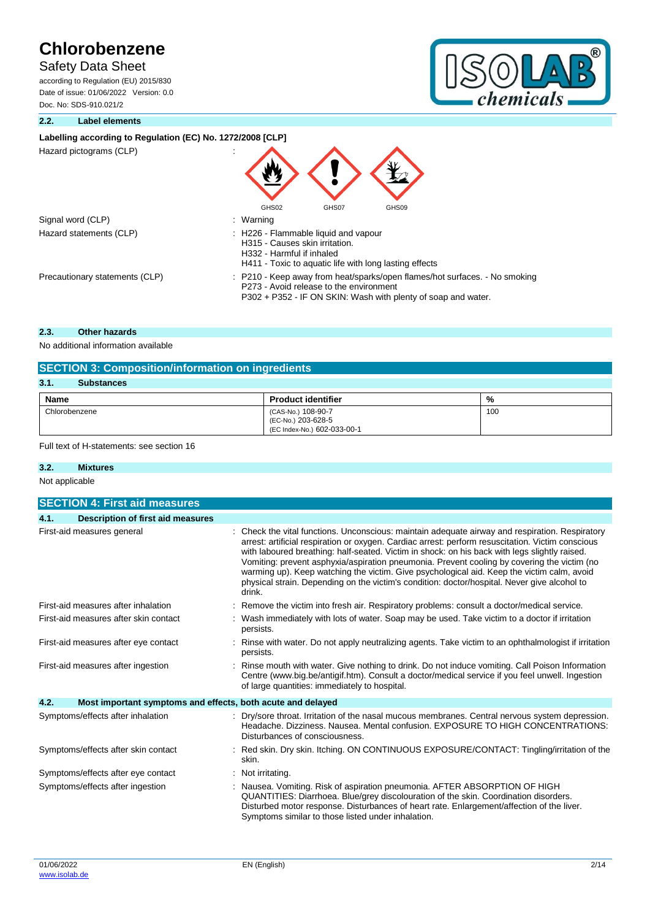### 2.2. Label elements

**Labelling according to Regulation (EC) No. 1272/2008 [CLP]**

| | |
|---|---|
| Hazard pictograms (CLP) | : GHS02 GHS07 GHS09 |
| Signal word (CLP) | : Warning |
| Hazard statements (CLP) | : H226 - Flammable liquid and vapour<br>H315 - Causes skin irritation.<br>H332 - Harmful if inhaled<br>H411 - Toxic to aquatic life with long lasting effects |
| Precautionary statements (CLP) | : P210 - Keep away from heat/sparks/open flames/hot surfaces. - No smoking<br>P273 - Avoid release to the environment<br>P302 + P352 - IF ON SKIN: Wash with plenty of soap and water. |

### 2.3. Other hazards

No additional information available

## SECTION 3: Composition/information on ingredients

### 3.1. Substances

| Name | Product identifier | % |
|---|---|---|
| Chlorobenzene | (CAS-No.) 108-90-7<br>(EC-No.) 203-628-5<br>(EC Index-No.) 602-033-00-1 | 100 |

Full text of H-statements: see section 16

### 3.2. Mixtures

Not applicable

## SECTION 4: First aid measures

### 4.1. Description of first aid measures

| | |
|---|---|
| First-aid measures general | : Check the vital functions. Unconscious: maintain adequate airway and respiration. Respiratory arrest: artificial respiration or oxygen. Cardiac arrest: perform resuscitation. Victim conscious with laboured breathing: half-seated. Victim in shock: on his back with legs slightly raised. Vomiting: prevent asphyxia/aspiration pneumonia. Prevent cooling by covering the victim (no warming up). Keep watching the victim. Give psychological aid. Keep the victim calm, avoid physical strain. Depending on the victim's condition: doctor/hospital. Never give alcohol to drink. |
| First-aid measures after inhalation | : Remove the victim into fresh air. Respiratory problems: consult a doctor/medical service. |
| First-aid measures after skin contact | : Wash immediately with lots of water. Soap may be used. Take victim to a doctor if irritation persists. |
| First-aid measures after eye contact | : Rinse with water. Do not apply neutralizing agents. Take victim to an ophthalmologist if irritation persists. |
| First-aid measures after ingestion | : Rinse mouth with water. Give nothing to drink. Do not induce vomiting. Call Poison Information Centre (www.big.be/antigif.htm). Consult a doctor/medical service if you feel unwell. Ingestion of large quantities: immediately to hospital. |

### 4.2. Most important symptoms and effects, both acute and delayed

| | |
|---|---|
| Symptoms/effects after inhalation | : Dry/sore throat. Irritation of the nasal mucous membranes. Central nervous system depression. Headache. Dizziness. Nausea. Mental confusion. EXPOSURE TO HIGH CONCENTRATIONS: Disturbances of consciousness. |
| Symptoms/effects after skin contact | : Red skin. Dry skin. Itching. ON CONTINUOUS EXPOSURE/CONTACT: Tingling/irritation of the skin. |
| Symptoms/effects after eye contact | : Not irritating. |
| Symptoms/effects after ingestion | : Nausea. Vomiting. Risk of aspiration pneumonia. AFTER ABSORPTION OF HIGH QUANTITIES: Diarrhoea. Blue/grey discolouration of the skin. Coordination disorders. Disturbed motor response. Disturbances of heart rate. Enlargement/affection of the liver. Symptoms similar to those listed under inhalation. |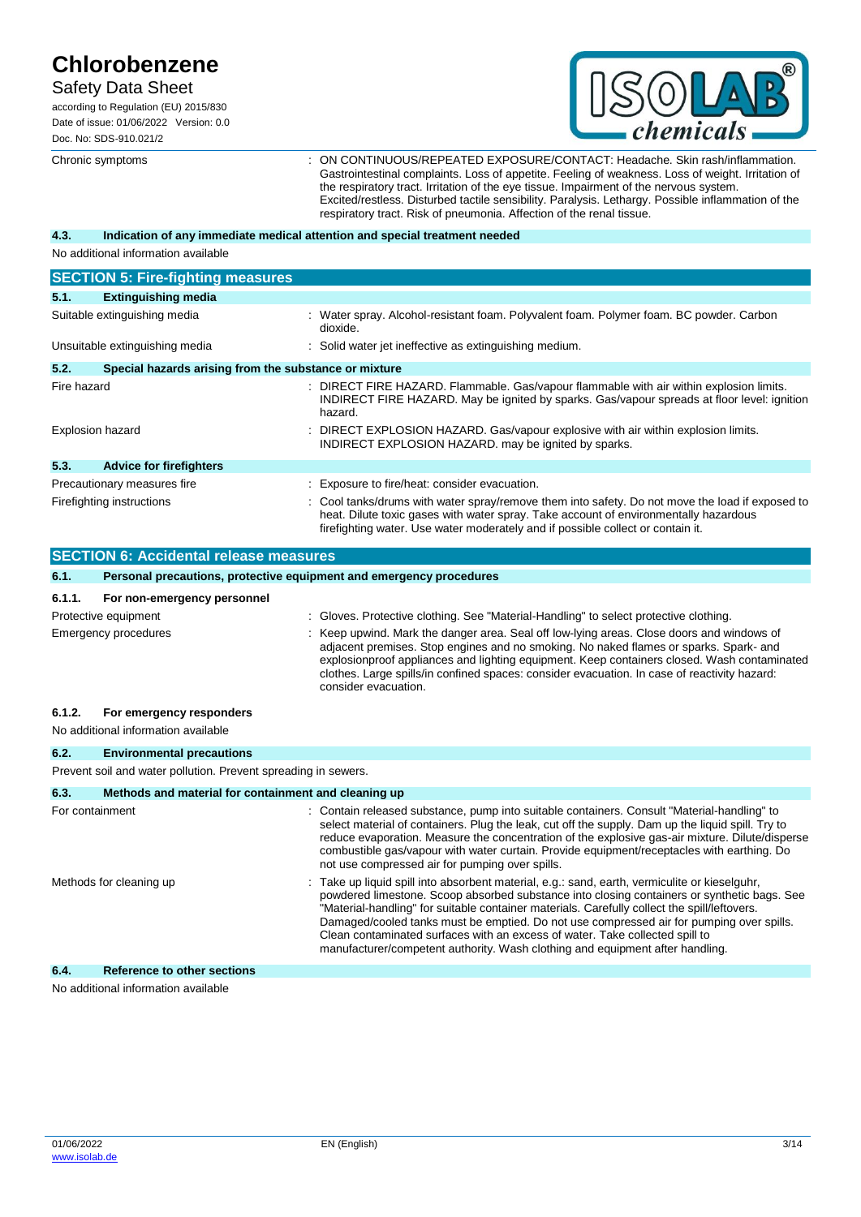| | |
|---|---|
| Chronic symptoms | : ON CONTINUOUS/REPEATED EXPOSURE/CONTACT: Headache. Skin rash/inflammation. Gastrointestinal complaints. Loss of appetite. Feeling of weakness. Loss of weight. Irritation of the respiratory tract. Irritation of the eye tissue. Impairment of the nervous system. Excited/restless. Disturbed tactile sensibility. Paralysis. Lethargy. Possible inflammation of the respiratory tract. Risk of pneumonia. Affection of the renal tissue. |

### 4.3. Indication of any immediate medical attention and special treatment needed

No additional information available

## SECTION 5: Fire-fighting measures

### 5.1. Extinguishing media

| | |
|---|---|
| Suitable extinguishing media | : Water spray. Alcohol-resistant foam. Polyvalent foam. Polymer foam. BC powder. Carbon dioxide. |
| Unsuitable extinguishing media | : Solid water jet ineffective as extinguishing medium. |

### 5.2. Special hazards arising from the substance or mixture

| | |
|---|---|
| Fire hazard | : DIRECT FIRE HAZARD. Flammable. Gas/vapour flammable with air within explosion limits. INDIRECT FIRE HAZARD. May be ignited by sparks. Gas/vapour spreads at floor level: ignition hazard. |
| Explosion hazard | : DIRECT EXPLOSION HAZARD. Gas/vapour explosive with air within explosion limits. INDIRECT EXPLOSION HAZARD. may be ignited by sparks. |

### 5.3. Advice for firefighters

| | |
|---|---|
| Precautionary measures fire | : Exposure to fire/heat: consider evacuation. |
| Firefighting instructions | : Cool tanks/drums with water spray/remove them into safety. Do not move the load if exposed to heat. Dilute toxic gases with water spray. Take account of environmentally hazardous firefighting water. Use water moderately and if possible collect or contain it. |

## SECTION 6: Accidental release measures

### 6.1. Personal precautions, protective equipment and emergency procedures

#### 6.1.1. For non-emergency personnel

| | |
|---|---|
| Protective equipment | : Gloves. Protective clothing. See "Material-Handling" to select protective clothing. |
| Emergency procedures | : Keep upwind. Mark the danger area. Seal off low-lying areas. Close doors and windows of adjacent premises. Stop engines and no smoking. No naked flames or sparks. Spark- and explosionproof appliances and lighting equipment. Keep containers closed. Wash contaminated clothes. Large spills/in confined spaces: consider evacuation. In case of reactivity hazard: consider evacuation. |

#### 6.1.2. For emergency responders

No additional information available

### 6.2. Environmental precautions

Prevent soil and water pollution. Prevent spreading in sewers.

### 6.3. Methods and material for containment and cleaning up

| | |
|---|---|
| For containment | : Contain released substance, pump into suitable containers. Consult "Material-handling" to select material of containers. Plug the leak, cut off the supply. Dam up the liquid spill. Try to reduce evaporation. Measure the concentration of the explosive gas-air mixture. Dilute/disperse combustible gas/vapour with water curtain. Provide equipment/receptacles with earthing. Do not use compressed air for pumping over spills. |
| Methods for cleaning up | : Take up liquid spill into absorbent material, e.g.: sand, earth, vermiculite or kieselguhr, powdered limestone. Scoop absorbed substance into closing containers or synthetic bags. See "Material-handling" for suitable container materials. Carefully collect the spill/leftovers. Damaged/cooled tanks must be emptied. Do not use compressed air for pumping over spills. Clean contaminated surfaces with an excess of water. Take collected spill to manufacturer/competent authority. Wash clothing and equipment after handling. |

### 6.4. Reference to other sections

No additional information available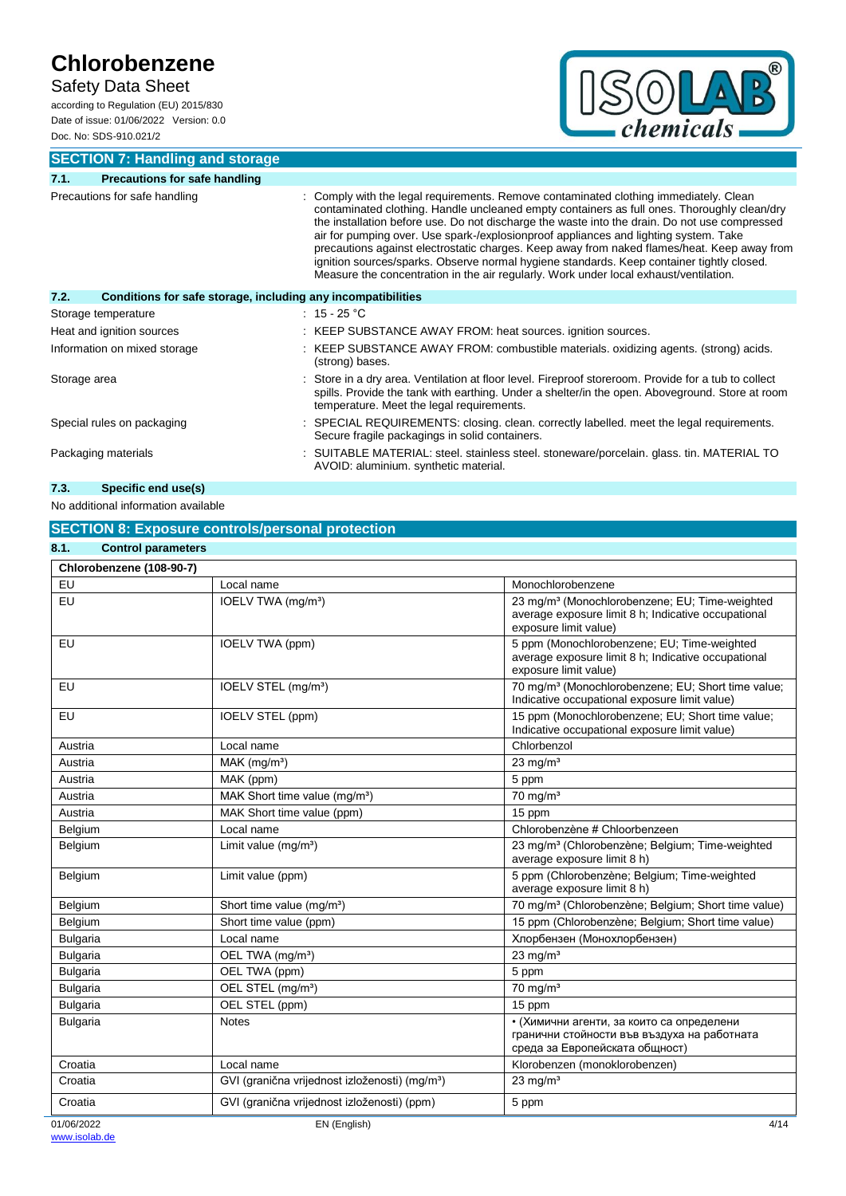## SECTION 7: Handling and storage

### 7.1. Precautions for safe handling

Precautions for safe handling : Comply with the legal requirements. Remove contaminated clothing immediately. Clean contaminated clothing. Handle uncleaned empty containers as full ones. Thoroughly clean/dry the installation before use. Do not discharge the waste into the drain. Do not use compressed air for pumping over. Use spark-/explosionproof appliances and lighting system. Take precautions against electrostatic charges. Keep away from naked flames/heat. Keep away from ignition sources/sparks. Observe normal hygiene standards. Keep container tightly closed. Measure the concentration in the air regularly. Work under local exhaust/ventilation.

### 7.2. Conditions for safe storage, including any incompatibilities

Storage temperature : 15 - 25 °C

Heat and ignition sources : KEEP SUBSTANCE AWAY FROM: heat sources. ignition sources.

Information on mixed storage : KEEP SUBSTANCE AWAY FROM: combustible materials. oxidizing agents. (strong) acids. (strong) bases.

Storage area : Store in a dry area. Ventilation at floor level. Fireproof storeroom. Provide for a tub to collect spills. Provide the tank with earthing. Under a shelter/in the open. Aboveground. Store at room temperature. Meet the legal requirements.

Special rules on packaging : SPECIAL REQUIREMENTS: closing. clean. correctly labelled. meet the legal requirements. Secure fragile packagings in solid containers.

Packaging materials : SUITABLE MATERIAL: steel. stainless steel. stoneware/porcelain. glass. tin. MATERIAL TO AVOID: aluminium. synthetic material.

### 7.3. Specific end use(s)

No additional information available

## SECTION 8: Exposure controls/personal protection

### 8.1. Control parameters

| Chlorobenzene (108-90-7) | | |
|---|---|---|
| EU | Local name | Monochlorobenzene |
| EU | IOELV TWA (mg/m³) | 23 mg/m³ (Monochlorobenzene; EU; Time-weighted average exposure limit 8 h; Indicative occupational exposure limit value) |
| EU | IOELV TWA (ppm) | 5 ppm (Monochlorobenzene; EU; Time-weighted average exposure limit 8 h; Indicative occupational exposure limit value) |
| EU | IOELV STEL (mg/m³) | 70 mg/m³ (Monochlorobenzene; EU; Short time value; Indicative occupational exposure limit value) |
| EU | IOELV STEL (ppm) | 15 ppm (Monochlorobenzene; EU; Short time value; Indicative occupational exposure limit value) |
| Austria | Local name | Chlorbenzol |
| Austria | MAK (mg/m³) | 23 mg/m³ |
| Austria | MAK (ppm) | 5 ppm |
| Austria | MAK Short time value (mg/m³) | 70 mg/m³ |
| Austria | MAK Short time value (ppm) | 15 ppm |
| Belgium | Local name | Chlorobenzène # Chloorbenzeen |
| Belgium | Limit value (mg/m³) | 23 mg/m³ (Chlorobenzène; Belgium; Time-weighted average exposure limit 8 h) |
| Belgium | Limit value (ppm) | 5 ppm (Chlorobenzène; Belgium; Time-weighted average exposure limit 8 h) |
| Belgium | Short time value (mg/m³) | 70 mg/m³ (Chlorobenzène; Belgium; Short time value) |
| Belgium | Short time value (ppm) | 15 ppm (Chlorobenzène; Belgium; Short time value) |
| Bulgaria | Local name | Хлорбензен (Монохлорбензен) |
| Bulgaria | OEL TWA (mg/m³) | 23 mg/m³ |
| Bulgaria | OEL TWA (ppm) | 5 ppm |
| Bulgaria | OEL STEL (mg/m³) | 70 mg/m³ |
| Bulgaria | OEL STEL (ppm) | 15 ppm |
| Bulgaria | Notes | • (Химични агенти, за които са определени гранични стойности във въздуха на работната среда за Европейската общност) |
| Croatia | Local name | Klorobenzen (monoklorobenzen) |
| Croatia | GVI (granična vrijednost izloženosti) (mg/m³) | 23 mg/m³ |
| Croatia | GVI (granična vrijednost izloženosti) (ppm) | 5 ppm |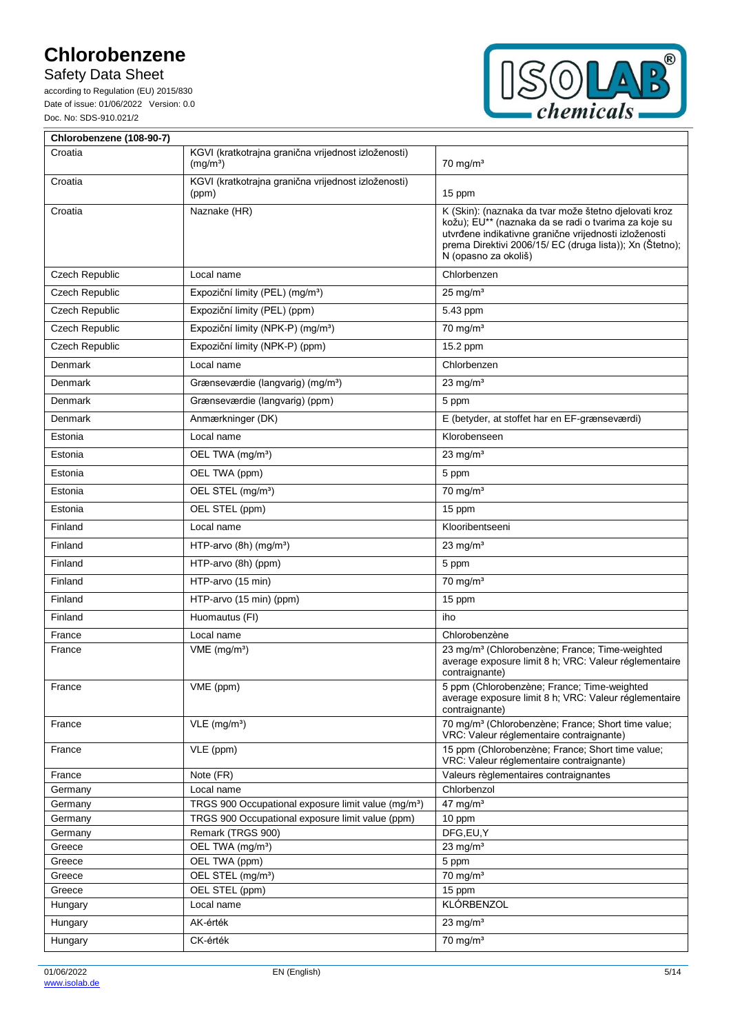| Chlorobenzene (108-90-7) | | |
|---|---|---|
| Croatia | KGVI (kratkotrajna granična vrijednost izloženosti) (mg/m³) | 70 mg/m³ |
| Croatia | KGVI (kratkotrajna granična vrijednost izloženosti) (ppm) | 15 ppm |
| Croatia | Naznake (HR) | K (Skin): (naznaka da tvar može štetno djelovati kroz kožu); EU** (naznaka da se radi o tvarima za koje su utvrđene indikativne granične vrijednosti izloženosti prema Direktivi 2006/15/ EC (druga lista)); Xn (Štetno); N (opasno za okoliš) |
| Czech Republic | Local name | Chlorbenzen |
| Czech Republic | Expoziční limity (PEL) (mg/m³) | 25 mg/m³ |
| Czech Republic | Expoziční limity (PEL) (ppm) | 5.43 ppm |
| Czech Republic | Expoziční limity (NPK-P) (mg/m³) | 70 mg/m³ |
| Czech Republic | Expoziční limity (NPK-P) (ppm) | 15.2 ppm |
| Denmark | Local name | Chlorbenzen |
| Denmark | Grænseværdie (langvarig) (mg/m³) | 23 mg/m³ |
| Denmark | Grænseværdie (langvarig) (ppm) | 5 ppm |
| Denmark | Anmærkninger (DK) | E (betyder, at stoffet har en EF-grænseværdi) |
| Estonia | Local name | Klorobenseen |
| Estonia | OEL TWA (mg/m³) | 23 mg/m³ |
| Estonia | OEL TWA (ppm) | 5 ppm |
| Estonia | OEL STEL (mg/m³) | 70 mg/m³ |
| Estonia | OEL STEL (ppm) | 15 ppm |
| Finland | Local name | Klooribentseeni |
| Finland | HTP-arvo (8h) (mg/m³) | 23 mg/m³ |
| Finland | HTP-arvo (8h) (ppm) | 5 ppm |
| Finland | HTP-arvo (15 min) | 70 mg/m³ |
| Finland | HTP-arvo (15 min) (ppm) | 15 ppm |
| Finland | Huomautus (FI) | iho |
| France | Local name | Chlorobenzène |
| France | VME (mg/m³) | 23 mg/m³ (Chlorobenzène; France; Time-weighted average exposure limit 8 h; VRC: Valeur réglementaire contraignante) |
| France | VME (ppm) | 5 ppm (Chlorobenzène; France; Time-weighted average exposure limit 8 h; VRC: Valeur réglementaire contraignante) |
| France | VLE (mg/m³) | 70 mg/m³ (Chlorobenzène; France; Short time value; VRC: Valeur réglementaire contraignante) |
| France | VLE (ppm) | 15 ppm (Chlorobenzène; France; Short time value; VRC: Valeur réglementaire contraignante) |
| France | Note (FR) | Valeurs règlementaires contraignantes |
| Germany | Local name | Chlorbenzol |
| Germany | TRGS 900 Occupational exposure limit value (mg/m³) | 47 mg/m³ |
| Germany | TRGS 900 Occupational exposure limit value (ppm) | 10 ppm |
| Germany | Remark (TRGS 900) | DFG,EU,Y |
| Greece | OEL TWA (mg/m³) | 23 mg/m³ |
| Greece | OEL TWA (ppm) | 5 ppm |
| Greece | OEL STEL (mg/m³) | 70 mg/m³ |
| Greece | OEL STEL (ppm) | 15 ppm |
| Hungary | Local name | KLÓRBENZOL |
| Hungary | AK-érték | 23 mg/m³ |
| Hungary | CK-érték | 70 mg/m³ |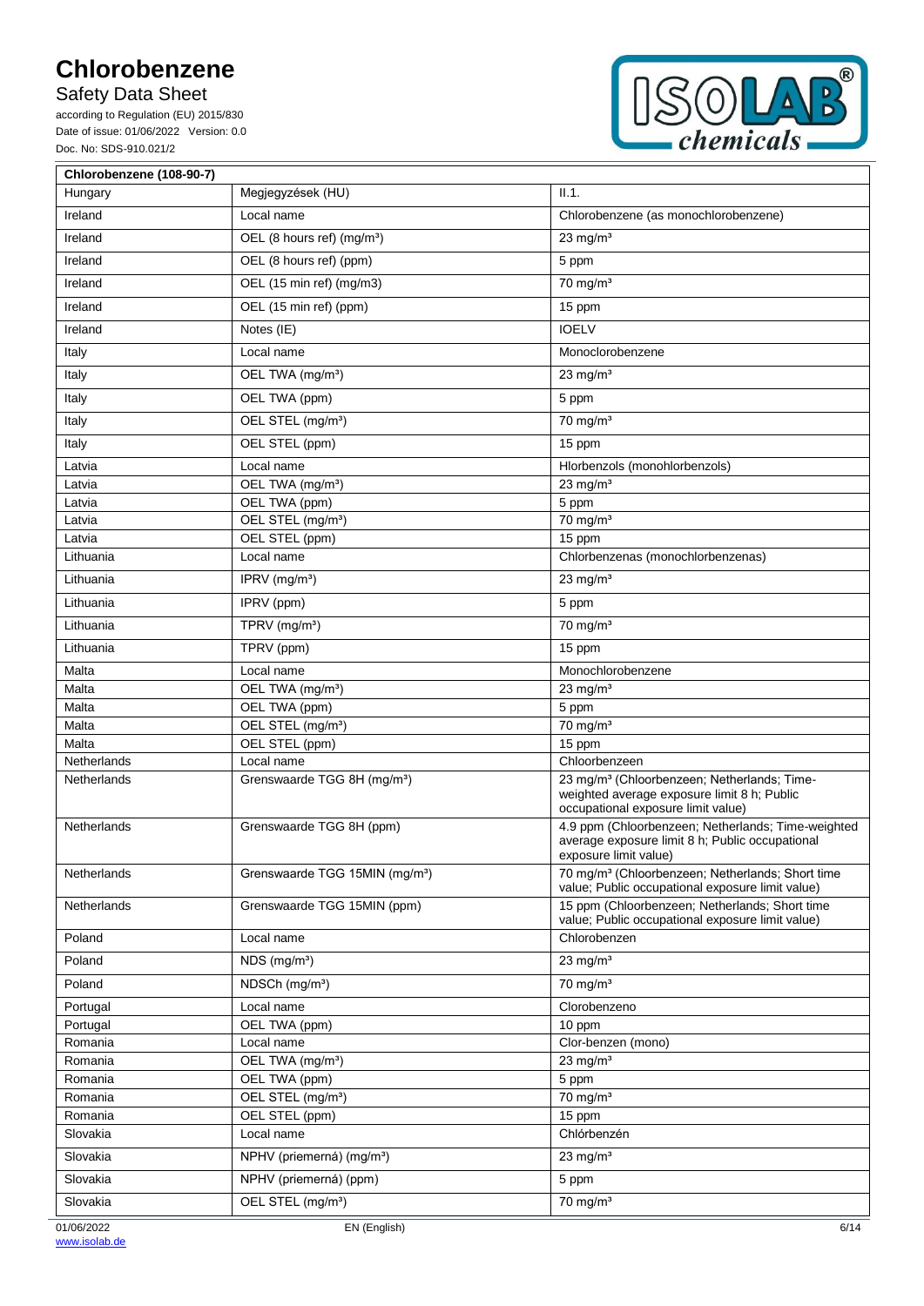| Chlorobenzene (108-90-7) | | |
|---|---|---|
| Hungary | Megjegyzések (HU) | II.1. |
| Ireland | Local name | Chlorobenzene (as monochlorobenzene) |
| Ireland | OEL (8 hours ref) (mg/m³) | 23 mg/m³ |
| Ireland | OEL (8 hours ref) (ppm) | 5 ppm |
| Ireland | OEL (15 min ref) (mg/m3) | 70 mg/m³ |
| Ireland | OEL (15 min ref) (ppm) | 15 ppm |
| Ireland | Notes (IE) | IOELV |
| Italy | Local name | Monoclorobenzene |
| Italy | OEL TWA (mg/m³) | 23 mg/m³ |
| Italy | OEL TWA (ppm) | 5 ppm |
| Italy | OEL STEL (mg/m³) | 70 mg/m³ |
| Italy | OEL STEL (ppm) | 15 ppm |
| Latvia | Local name | Hlorbenzols (monohlorbenzols) |
| Latvia | OEL TWA (mg/m³) | 23 mg/m³ |
| Latvia | OEL TWA (ppm) | 5 ppm |
| Latvia | OEL STEL (mg/m³) | 70 mg/m³ |
| Latvia | OEL STEL (ppm) | 15 ppm |
| Lithuania | Local name | Chlorbenzenas (monochlorbenzenas) |
| Lithuania | IPRV (mg/m³) | 23 mg/m³ |
| Lithuania | IPRV (ppm) | 5 ppm |
| Lithuania | TPRV (mg/m³) | 70 mg/m³ |
| Lithuania | TPRV (ppm) | 15 ppm |
| Malta | Local name | Monochlorobenzene |
| Malta | OEL TWA (mg/m³) | 23 mg/m³ |
| Malta | OEL TWA (ppm) | 5 ppm |
| Malta | OEL STEL (mg/m³) | 70 mg/m³ |
| Malta | OEL STEL (ppm) | 15 ppm |
| Netherlands | Local name | Chloorbenzeen |
| Netherlands | Grenswaarde TGG 8H (mg/m³) | 23 mg/m³ (Chloorbenzeen; Netherlands; Time-weighted average exposure limit 8 h; Public occupational exposure limit value) |
| Netherlands | Grenswaarde TGG 8H (ppm) | 4.9 ppm (Chloorbenzeen; Netherlands; Time-weighted average exposure limit 8 h; Public occupational exposure limit value) |
| Netherlands | Grenswaarde TGG 15MIN (mg/m³) | 70 mg/m³ (Chloorbenzeen; Netherlands; Short time value; Public occupational exposure limit value) |
| Netherlands | Grenswaarde TGG 15MIN (ppm) | 15 ppm (Chloorbenzeen; Netherlands; Short time value; Public occupational exposure limit value) |
| Poland | Local name | Chlorobenzen |
| Poland | NDS (mg/m³) | 23 mg/m³ |
| Poland | NDSCh (mg/m³) | 70 mg/m³ |
| Portugal | Local name | Clorobenzeno |
| Portugal | OEL TWA (ppm) | 10 ppm |
| Romania | Local name | Clor-benzen (mono) |
| Romania | OEL TWA (mg/m³) | 23 mg/m³ |
| Romania | OEL TWA (ppm) | 5 ppm |
| Romania | OEL STEL (mg/m³) | 70 mg/m³ |
| Romania | OEL STEL (ppm) | 15 ppm |
| Slovakia | Local name | Chlórbenzén |
| Slovakia | NPHV (priemerná) (mg/m³) | 23 mg/m³ |
| Slovakia | NPHV (priemerná) (ppm) | 5 ppm |
| Slovakia | OEL STEL (mg/m³) | 70 mg/m³ |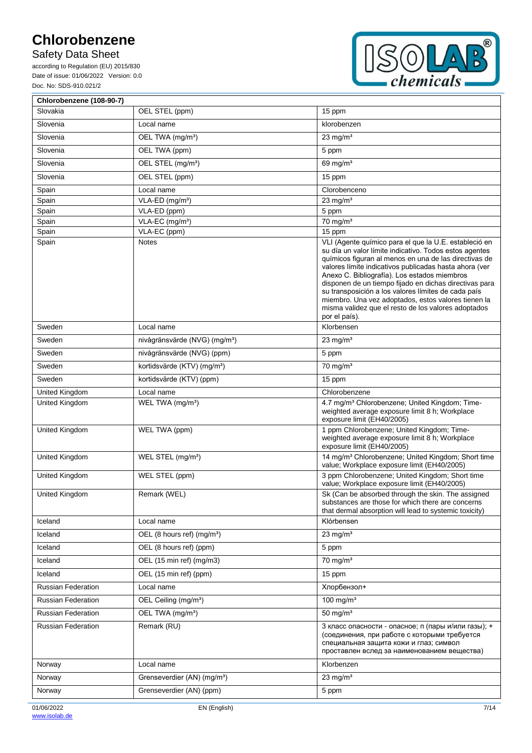| Chlorobenzene (108-90-7) | | |
|---|---|---|
| Slovakia | OEL STEL (ppm) | 15 ppm |
| Slovenia | Local name | klorobenzen |
| Slovenia | OEL TWA (mg/m³) | 23 mg/m³ |
| Slovenia | OEL TWA (ppm) | 5 ppm |
| Slovenia | OEL STEL (mg/m³) | 69 mg/m³ |
| Slovenia | OEL STEL (ppm) | 15 ppm |
| Spain | Local name | Clorobenceno |
| Spain | VLA-ED (mg/m³) | 23 mg/m³ |
| Spain | VLA-ED (ppm) | 5 ppm |
| Spain | VLA-EC (mg/m³) | 70 mg/m³ |
| Spain | VLA-EC (ppm) | 15 ppm |
| Spain | Notes | VLI (Agente químico para el que la U.E. estableció en su día un valor límite indicativo. Todos estos agentes químicos figuran al menos en una de las directivas de valores límite indicativos publicadas hasta ahora (ver Anexo C. Bibliografía). Los estados miembros disponen de un tiempo fijado en dichas directivas para su transposición a los valores límites de cada país miembro. Una vez adoptados, estos valores tienen la misma validez que el resto de los valores adoptados por el país). |
| Sweden | Local name | Klorbensen |
| Sweden | nivågränsvärde (NVG) (mg/m³) | 23 mg/m³ |
| Sweden | nivågränsvärde (NVG) (ppm) | 5 ppm |
| Sweden | kortidsvärde (KTV) (mg/m³) | 70 mg/m³ |
| Sweden | kortidsvärde (KTV) (ppm) | 15 ppm |
| United Kingdom | Local name | Chlorobenzene |
| United Kingdom | WEL TWA (mg/m³) | 4.7 mg/m³ Chlorobenzene; United Kingdom; Time-weighted average exposure limit 8 h; Workplace exposure limit (EH40/2005) |
| United Kingdom | WEL TWA (ppm) | 1 ppm Chlorobenzene; United Kingdom; Time-weighted average exposure limit 8 h; Workplace exposure limit (EH40/2005) |
| United Kingdom | WEL STEL (mg/m³) | 14 mg/m³ Chlorobenzene; United Kingdom; Short time value; Workplace exposure limit (EH40/2005) |
| United Kingdom | WEL STEL (ppm) | 3 ppm Chlorobenzene; United Kingdom; Short time value; Workplace exposure limit (EH40/2005) |
| United Kingdom | Remark (WEL) | Sk (Can be absorbed through the skin. The assigned substances are those for which there are concerns that dermal absorption will lead to systemic toxicity) |
| Iceland | Local name | Klórbensen |
| Iceland | OEL (8 hours ref) (mg/m³) | 23 mg/m³ |
| Iceland | OEL (8 hours ref) (ppm) | 5 ppm |
| Iceland | OEL (15 min ref) (mg/m3) | 70 mg/m³ |
| Iceland | OEL (15 min ref) (ppm) | 15 ppm |
| Russian Federation | Local name | Хлорбензол+ |
| Russian Federation | OEL Ceiling (mg/m³) | 100 mg/m³ |
| Russian Federation | OEL TWA (mg/m³) | 50 mg/m³ |
| Russian Federation | Remark (RU) | 3 класс опасности - опасное; п (пары и/или газы); + (соединения, при работе с которыми требуется специальная защита кожи и глаз; символ проставлен вслед за наименованием вещества) |
| Norway | Local name | Klorbenzen |
| Norway | Grenseverdier (AN) (mg/m³) | 23 mg/m³ |
| Norway | Grenseverdier (AN) (ppm) | 5 ppm |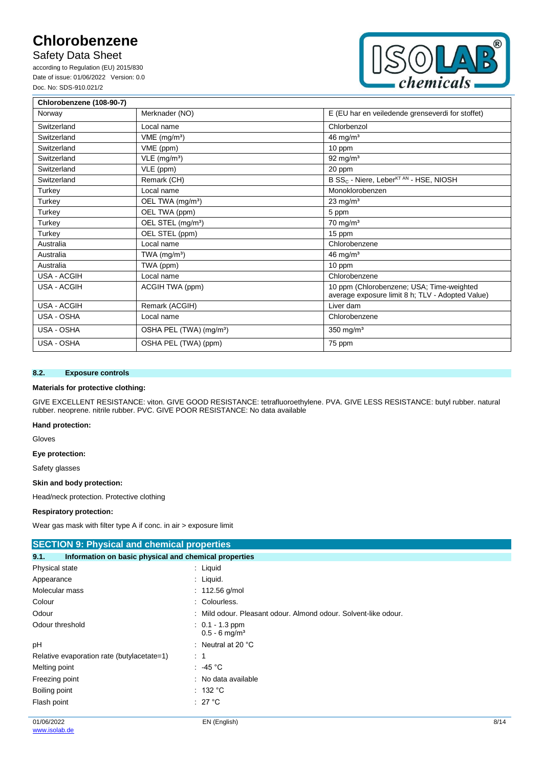| Chlorobenzene (108-90-7) | | |
|---|---|---|
| Norway | Merknader (NO) | E (EU har en veiledende grenseverdi for stoffet) |
| Switzerland | Local name | Chlorbenzol |
| Switzerland | VME (mg/m³) | 46 mg/m³ |
| Switzerland | VME (ppm) | 10 ppm |
| Switzerland | VLE (mg/m³) | 92 mg/m³ |
| Switzerland | VLE (ppm) | 20 ppm |
| Switzerland | Remark (CH) | B $SS_C$ - Niere, Leber[KT AN] - HSE, NIOSH |
| Turkey | Local name | Monoklorobenzen |
| Turkey | OEL TWA (mg/m³) | 23 mg/m³ |
| Turkey | OEL TWA (ppm) | 5 ppm |
| Turkey | OEL STEL (mg/m³) | 70 mg/m³ |
| Turkey | OEL STEL (ppm) | 15 ppm |
| Australia | Local name | Chlorobenzene |
| Australia | TWA (mg/m³) | 46 mg/m³ |
| Australia | TWA (ppm) | 10 ppm |
| USA - ACGIH | Local name | Chlorobenzene |
| USA - ACGIH | ACGIH TWA (ppm) | 10 ppm (Chlorobenzene; USA; Time-weighted average exposure limit 8 h; TLV - Adopted Value) |
| USA - ACGIH | Remark (ACGIH) | Liver dam |
| USA - OSHA | Local name | Chlorobenzene |
| USA - OSHA | OSHA PEL (TWA) (mg/m³) | 350 mg/m³ |
| USA - OSHA | OSHA PEL (TWA) (ppm) | 75 ppm |

### 8.2. Exposure controls

**Materials for protective clothing:**

GIVE EXCELLENT RESISTANCE: viton. GIVE GOOD RESISTANCE: tetrafluoroethylene. PVA. GIVE LESS RESISTANCE: butyl rubber. natural rubber. neoprene. nitrile rubber. PVC. GIVE POOR RESISTANCE: No data available

**Hand protection:**

Gloves

**Eye protection:**

Safety glasses

**Skin and body protection:**

Head/neck protection. Protective clothing

**Respiratory protection:**

Wear gas mask with filter type A if conc. in air > exposure limit

## SECTION 9: Physical and chemical properties

### 9.1. Information on basic physical and chemical properties

| | |
|---|---|
| Physical state | : Liquid |
| Appearance | : Liquid. |
| Molecular mass | : 112.56 g/mol |
| Colour | : Colourless. |
| Odour | : Mild odour. Pleasant odour. Almond odour. Solvent-like odour. |
| Odour threshold | : 0.1 - 1.3 ppm<br>0.5 - 6 mg/m³ |
| pH | : Neutral at 20 °C |
| Relative evaporation rate (butylacetate=1) | : 1 |
| Melting point | : -45 °C |
| Freezing point | : No data available |
| Boiling point | : 132 °C |
| Flash point | : 27 °C |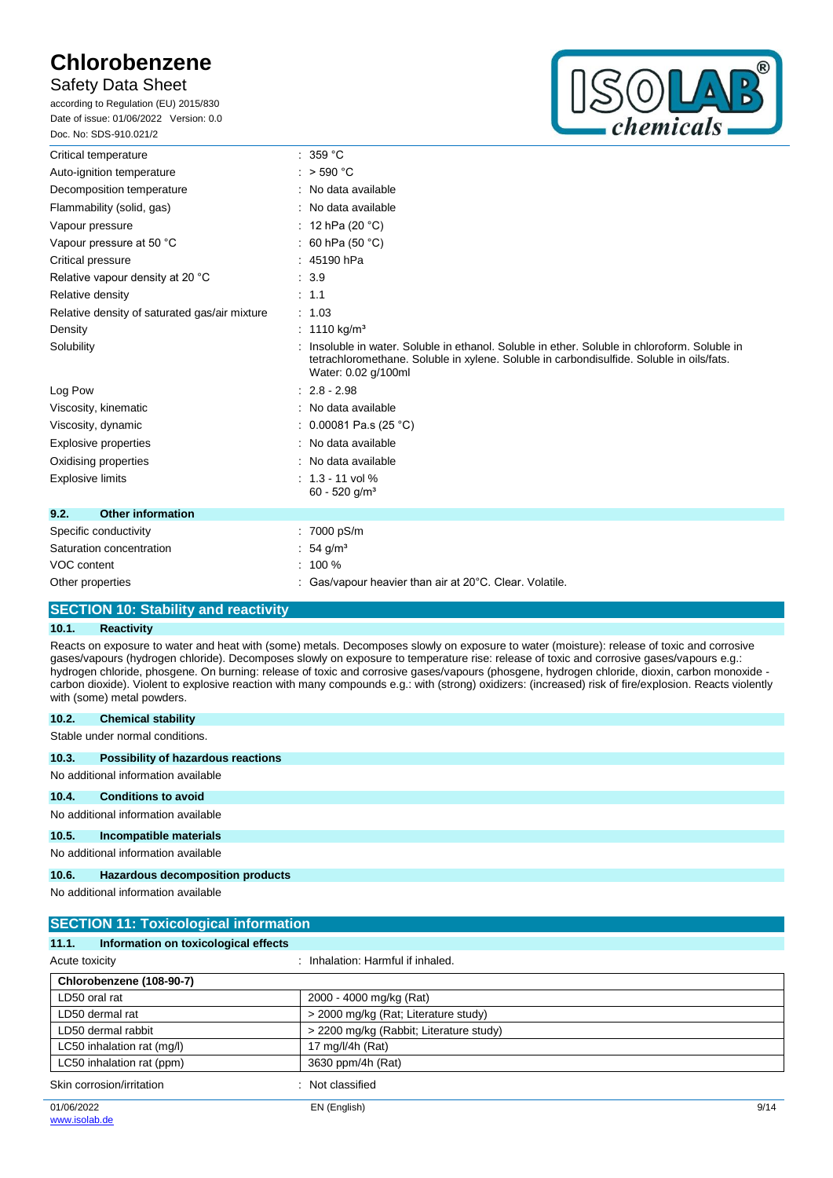| | |
|---|---|
| Critical temperature | : 359 °C |
| Auto-ignition temperature | : > 590 °C |
| Decomposition temperature | : No data available |
| Flammability (solid, gas) | : No data available |
| Vapour pressure | : 12 hPa (20 °C) |
| Vapour pressure at 50 °C | : 60 hPa (50 °C) |
| Critical pressure | : 45190 hPa |
| Relative vapour density at 20 °C | : 3.9 |
| Relative density | : 1.1 |
| Relative density of saturated gas/air mixture | : 1.03 |
| Density | : 1110 kg/m³ |
| Solubility | : Insoluble in water. Soluble in ethanol. Soluble in ether. Soluble in chloroform. Soluble in tetrachloromethane. Soluble in xylene. Soluble in carbondisulfide. Soluble in oils/fats. Water: 0.02 g/100ml |
| Log Pow | : 2.8 - 2.98 |
| Viscosity, kinematic | : No data available |
| Viscosity, dynamic | : 0.00081 Pa.s (25 °C) |
| Explosive properties | : No data available |
| Oxidising properties | : No data available |
| Explosive limits | : 1.3 - 11 vol % 60 - 520 g/m³ |

### 9.2. Other information

| | |
|---|---|
| Specific conductivity | : 7000 pS/m |
| Saturation concentration | : 54 g/m³ |
| VOC content | : 100 % |
| Other properties | : Gas/vapour heavier than air at 20°C. Clear. Volatile. |

## SECTION 10: Stability and reactivity

### 10.1. Reactivity

Reacts on exposure to water and heat with (some) metals. Decomposes slowly on exposure to water (moisture): release of toxic and corrosive gases/vapours (hydrogen chloride). Decomposes slowly on exposure to temperature rise: release of toxic and corrosive gases/vapours e.g.: hydrogen chloride, phosgene. On burning: release of toxic and corrosive gases/vapours (phosgene, hydrogen chloride, dioxin, carbon monoxide - carbon dioxide). Violent to explosive reaction with many compounds e.g.: with (strong) oxidizers: (increased) risk of fire/explosion. Reacts violently with (some) metal powders.

### 10.2. Chemical stability

Stable under normal conditions.

### 10.3. Possibility of hazardous reactions

No additional information available

### 10.4. Conditions to avoid

No additional information available

### 10.5. Incompatible materials

No additional information available

### 10.6. Hazardous decomposition products

No additional information available

## SECTION 11: Toxicological information

### 11.1. Information on toxicological effects

Acute toxicity : Inhalation: Harmful if inhaled.

| Chlorobenzene (108-90-7) | |
|---|---|
| LD50 oral rat | 2000 - 4000 mg/kg (Rat) |
| LD50 dermal rat | > 2000 mg/kg (Rat; Literature study) |
| LD50 dermal rabbit | > 2200 mg/kg (Rabbit; Literature study) |
| LC50 inhalation rat (mg/l) | 17 mg/l/4h (Rat) |
| LC50 inhalation rat (ppm) | 3630 ppm/4h (Rat) |

Skin corrosion/irritation : Not classified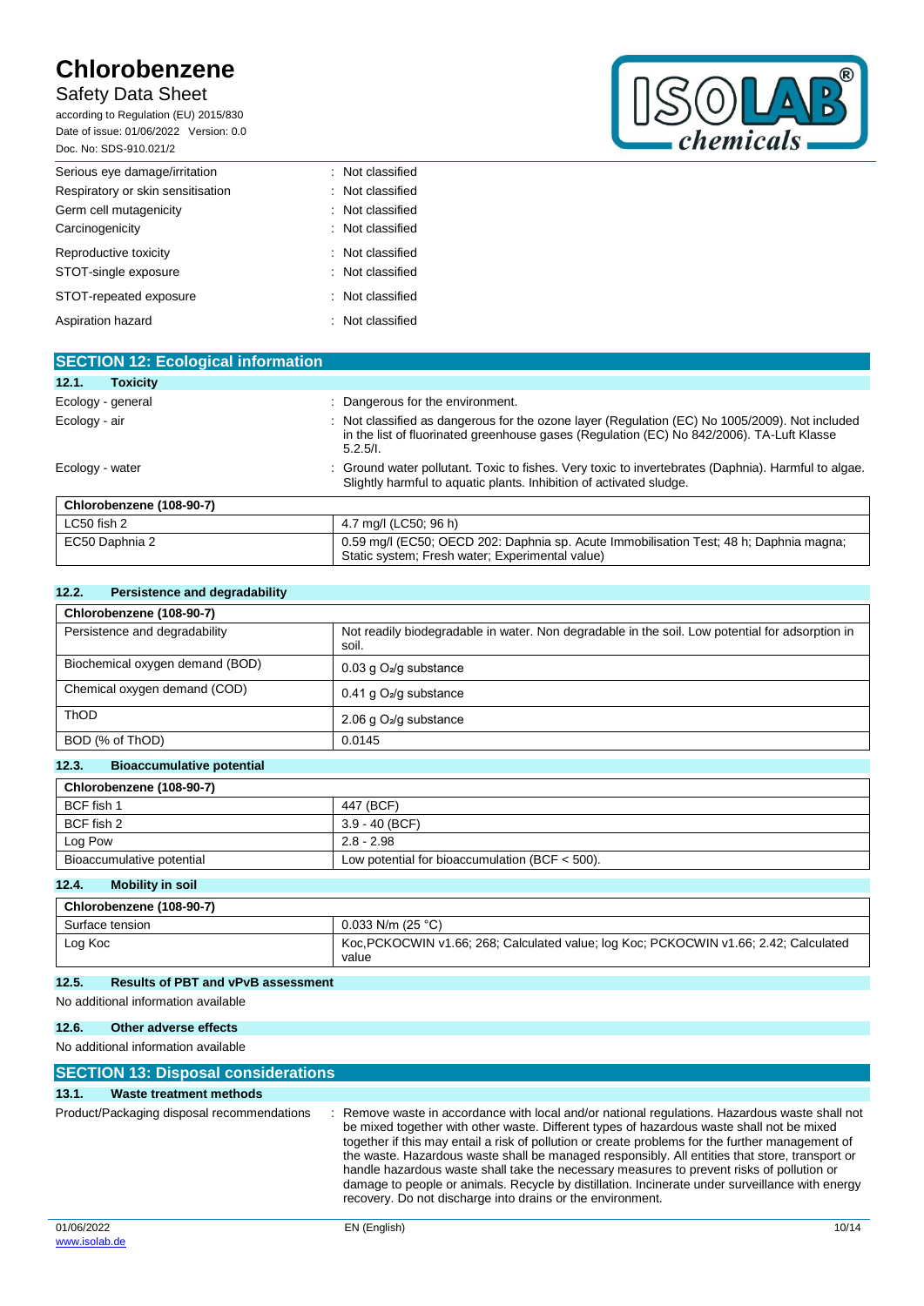| | |
|---|---|
| Serious eye damage/irritation | : Not classified |
| Respiratory or skin sensitisation | : Not classified |
| Germ cell mutagenicity | : Not classified |
| Carcinogenicity | : Not classified |
| Reproductive toxicity | : Not classified |
| STOT-single exposure | : Not classified |
| STOT-repeated exposure | : Not classified |
| Aspiration hazard | : Not classified |

## SECTION 12: Ecological information

### 12.1. Toxicity

| | |
|---|---|
| Ecology - general | : Dangerous for the environment. |
| Ecology - air | : Not classified as dangerous for the ozone layer (Regulation (EC) No 1005/2009). Not included in the list of fluorinated greenhouse gases (Regulation (EC) No 842/2006). TA-Luft Klasse 5.2.5/I. |
| Ecology - water | : Ground water pollutant. Toxic to fishes. Very toxic to invertebrates (Daphnia). Harmful to algae. Slightly harmful to aquatic plants. Inhibition of activated sludge. |

| Chlorobenzene (108-90-7) | |
|---|---|
| LC50 fish 2 | 4.7 mg/l (LC50; 96 h) |
| EC50 Daphnia 2 | 0.59 mg/l (EC50; OECD 202: Daphnia sp. Acute Immobilisation Test; 48 h; Daphnia magna; Static system; Fresh water; Experimental value) |

### 12.2. Persistence and degradability

| Chlorobenzene (108-90-7) | |
|---|---|
| Persistence and degradability | Not readily biodegradable in water. Non degradable in the soil. Low potential for adsorption in soil. |
| Biochemical oxygen demand (BOD) | 0.03 g $O_2$/g substance |
| Chemical oxygen demand (COD) | 0.41 g $O_2$/g substance |
| ThOD | 2.06 g $O_2$/g substance |
| BOD (% of ThOD) | 0.0145 |

### 12.3. Bioaccumulative potential

| Chlorobenzene (108-90-7) | |
|---|---|
| BCF fish 1 | 447 (BCF) |
| BCF fish 2 | 3.9 - 40 (BCF) |
| Log Pow | 2.8 - 2.98 |
| Bioaccumulative potential | Low potential for bioaccumulation (BCF < 500). |

### 12.4. Mobility in soil

| Chlorobenzene (108-90-7) | |
|---|---|
| Surface tension | 0.033 N/m (25 °C) |
| Log Koc | Koc,PCKOCWIN v1.66; 268; Calculated value; log Koc; PCKOCWIN v1.66; 2.42; Calculated value |

### 12.5. Results of PBT and vPvB assessment

No additional information available

### 12.6. Other adverse effects

No additional information available

## SECTION 13: Disposal considerations

### 13.1. Waste treatment methods

| | |
|---|---|
| Product/Packaging disposal recommendations | : Remove waste in accordance with local and/or national regulations. Hazardous waste shall not be mixed together with other waste. Different types of hazardous waste shall not be mixed together if this may entail a risk of pollution or create problems for the further management of the waste. Hazardous waste shall be managed responsibly. All entities that store, transport or handle hazardous waste shall take the necessary measures to prevent risks of pollution or damage to people or animals. Recycle by distillation. Incinerate under surveillance with energy recovery. Do not discharge into drains or the environment. |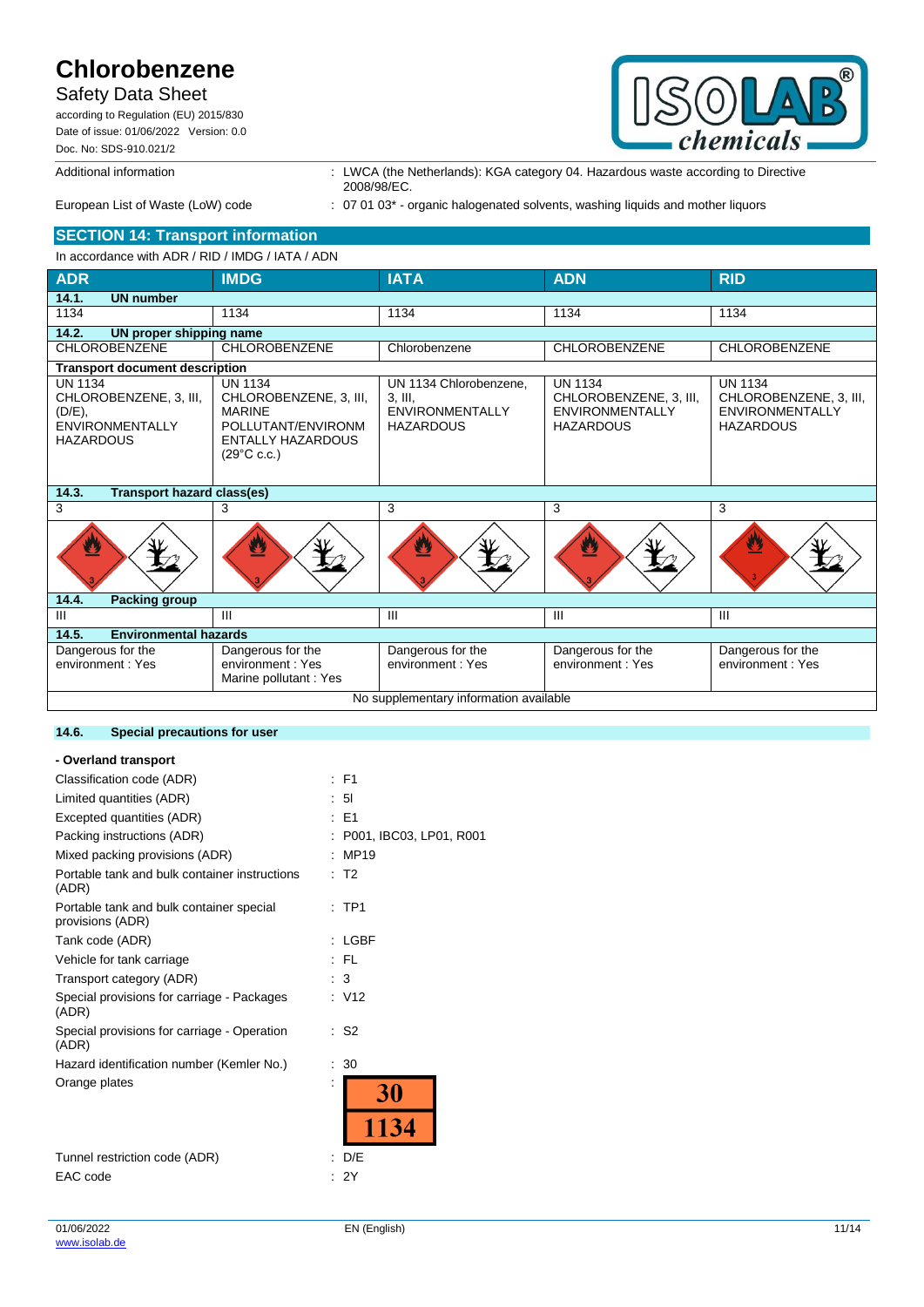| | |
|---|---|
| Additional information | : LWCA (the Netherlands): KGA category 04. Hazardous waste according to Directive 2008/98/EC. |
| European List of Waste (LoW) code | : 07 01 03* - organic halogenated solvents, washing liquids and mother liquors |

## SECTION 14: Transport information

In accordance with ADR / RID / IMDG / IATA / ADN

| ADR | IMDG | IATA | ADN | RID |
|---|---|---|---|---|
| **14.1. UN number** | | | | |
| 1134 | 1134 | 1134 | 1134 | 1134 |
| **14.2. UN proper shipping name** | | | | |
| CHLOROBENZENE | CHLOROBENZENE | Chlorobenzene | CHLOROBENZENE | CHLOROBENZENE |
| **Transport document description** | | | | |
| UN 1134 CHLOROBENZENE, 3, III, (D/E), ENVIRONMENTALLY HAZARDOUS | UN 1134 CHLOROBENZENE, 3, III, MARINE POLLUTANT/ENVIRONMENTALLY HAZARDOUS (29°C c.c.) | UN 1134 Chlorobenzene, 3, III, ENVIRONMENTALLY HAZARDOUS | UN 1134 CHLOROBENZENE, 3, III, ENVIRONMENTALLY HAZARDOUS | UN 1134 CHLOROBENZENE, 3, III, ENVIRONMENTALLY HAZARDOUS |
| **14.3. Transport hazard class(es)** | | | | |
| 3 | 3 | 3 | 3 | 3 |
| **14.4. Packing group** | | | | |
| III | III | III | III | III |
| **14.5. Environmental hazards** | | | | |
| Dangerous for the environment : Yes | Dangerous for the environment : Yes<br>Marine pollutant : Yes | Dangerous for the environment : Yes | Dangerous for the environment : Yes | Dangerous for the environment : Yes |

No supplementary information available

### 14.6. Special precautions for user

**- Overland transport**

| | |
|---|---|
| Classification code (ADR) | : F1 |
| Limited quantities (ADR) | : 5l |
| Excepted quantities (ADR) | : E1 |
| Packing instructions (ADR) | : P001, IBC03, LP01, R001 |
| Mixed packing provisions (ADR) | : MP19 |
| Portable tank and bulk container instructions (ADR) | : T2 |
| Portable tank and bulk container special provisions (ADR) | : TP1 |
| Tank code (ADR) | : LGBF |
| Vehicle for tank carriage | : FL |
| Transport category (ADR) | : 3 |
| Special provisions for carriage - Packages (ADR) | : V12 |
| Special provisions for carriage - Operation (ADR) | : S2 |
| Hazard identification number (Kemler No.) | : 30 |
| Orange plates | : 30 / 1134 |
| Tunnel restriction code (ADR) | : D/E |
| EAC code | : 2Y |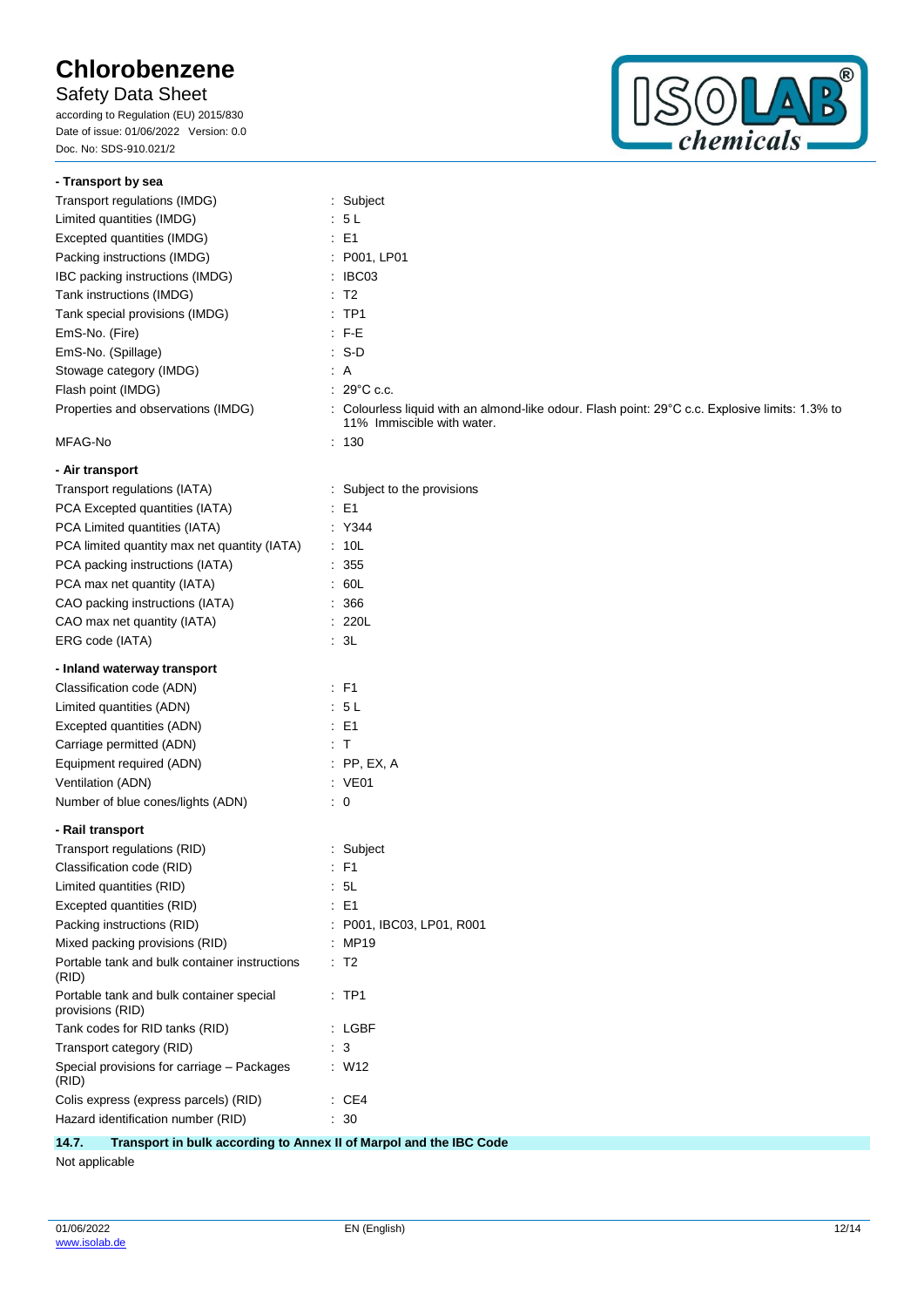**- Transport by sea**

Transport regulations (IMDG) : Subject
Limited quantities (IMDG) : 5 L
Excepted quantities (IMDG) : E1
Packing instructions (IMDG) : P001, LP01
IBC packing instructions (IMDG) : IBC03
Tank instructions (IMDG) : T2
Tank special provisions (IMDG) : TP1
EmS-No. (Fire) : F-E
EmS-No. (Spillage) : S-D
Stowage category (IMDG) : A
Flash point (IMDG) : 29°C c.c.
Properties and observations (IMDG) : Colourless liquid with an almond-like odour. Flash point: 29°C c.c. Explosive limits: 1.3% to 11% Immiscible with water.
MFAG-No : 130

**- Air transport**

Transport regulations (IATA) : Subject to the provisions
PCA Excepted quantities (IATA) : E1
PCA Limited quantities (IATA) : Y344
PCA limited quantity max net quantity (IATA) : 10L
PCA packing instructions (IATA) : 355
PCA max net quantity (IATA) : 60L
CAO packing instructions (IATA) : 366
CAO max net quantity (IATA) : 220L
ERG code (IATA) : 3L

**- Inland waterway transport**

Classification code (ADN) : F1
Limited quantities (ADN) : 5 L
Excepted quantities (ADN) : E1
Carriage permitted (ADN) : T
Equipment required (ADN) : PP, EX, A
Ventilation (ADN) : VE01
Number of blue cones/lights (ADN) : 0

**- Rail transport**

Transport regulations (RID) : Subject
Classification code (RID) : F1
Limited quantities (RID) : 5L
Excepted quantities (RID) : E1
Packing instructions (RID) : P001, IBC03, LP01, R001
Mixed packing provisions (RID) : MP19
Portable tank and bulk container instructions (RID) : T2
Portable tank and bulk container special provisions (RID) : TP1
Tank codes for RID tanks (RID) : LGBF
Transport category (RID) : 3
Special provisions for carriage – Packages (RID) : W12
Colis express (express parcels) (RID) : CE4
Hazard identification number (RID) : 30

## 14.7. Transport in bulk according to Annex II of Marpol and the IBC Code

Not applicable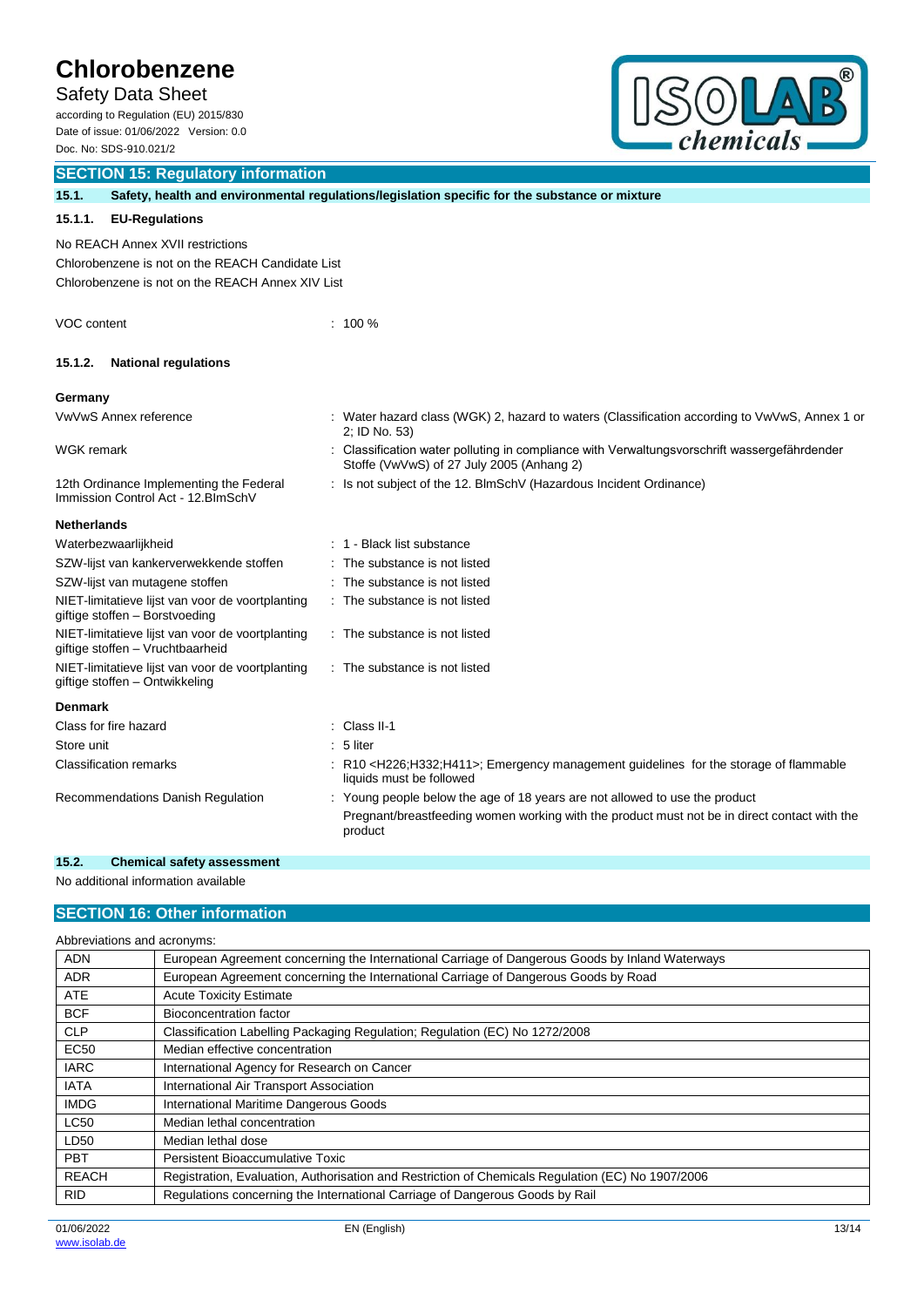## SECTION 15: Regulatory information

### 15.1. Safety, health and environmental regulations/legislation specific for the substance or mixture

#### 15.1.1. EU-Regulations

No REACH Annex XVII restrictions

Chlorobenzene is not on the REACH Candidate List

Chlorobenzene is not on the REACH Annex XIV List

VOC content : 100 %

#### 15.1.2. National regulations

**Germany**

| | |
|---|---|
| VwVwS Annex reference | : Water hazard class (WGK) 2, hazard to waters (Classification according to VwVwS, Annex 1 or 2; ID No. 53) |
| WGK remark | : Classification water polluting in compliance with Verwaltungsvorschrift wassergefährdender Stoffe (VwVwS) of 27 July 2005 (Anhang 2) |
| 12th Ordinance Implementing the Federal Immission Control Act - 12.BImSchV | : Is not subject of the 12. BlmSchV (Hazardous Incident Ordinance) |

**Netherlands**

| | |
|---|---|
| Waterbezwaarlijkheid | : 1 - Black list substance |
| SZW-lijst van kankerverwekkende stoffen | : The substance is not listed |
| SZW-lijst van mutagene stoffen | : The substance is not listed |
| NIET-limitatieve lijst van voor de voortplanting giftige stoffen – Borstvoeding | : The substance is not listed |
| NIET-limitatieve lijst van voor de voortplanting giftige stoffen – Vruchtbaarheid | : The substance is not listed |
| NIET-limitatieve lijst van voor de voortplanting giftige stoffen – Ontwikkeling | : The substance is not listed |

**Denmark**

| | |
|---|---|
| Class for fire hazard | : Class II-1 |
| Store unit | : 5 liter |
| Classification remarks | : R10 <H226;H332;H411>; Emergency management guidelines for the storage of flammable liquids must be followed |
| Recommendations Danish Regulation | : Young people below the age of 18 years are not allowed to use the product<br>Pregnant/breastfeeding women working with the product must not be in direct contact with the product |

### 15.2. Chemical safety assessment

No additional information available

## SECTION 16: Other information

Abbreviations and acronyms:

| | |
|---|---|
| ADN | European Agreement concerning the International Carriage of Dangerous Goods by Inland Waterways |
| ADR | European Agreement concerning the International Carriage of Dangerous Goods by Road |
| ATE | Acute Toxicity Estimate |
| BCF | Bioconcentration factor |
| CLP | Classification Labelling Packaging Regulation; Regulation (EC) No 1272/2008 |
| EC50 | Median effective concentration |
| IARC | International Agency for Research on Cancer |
| IATA | International Air Transport Association |
| IMDG | International Maritime Dangerous Goods |
| LC50 | Median lethal concentration |
| LD50 | Median lethal dose |
| PBT | Persistent Bioaccumulative Toxic |
| REACH | Registration, Evaluation, Authorisation and Restriction of Chemicals Regulation (EC) No 1907/2006 |
| RID | Regulations concerning the International Carriage of Dangerous Goods by Rail |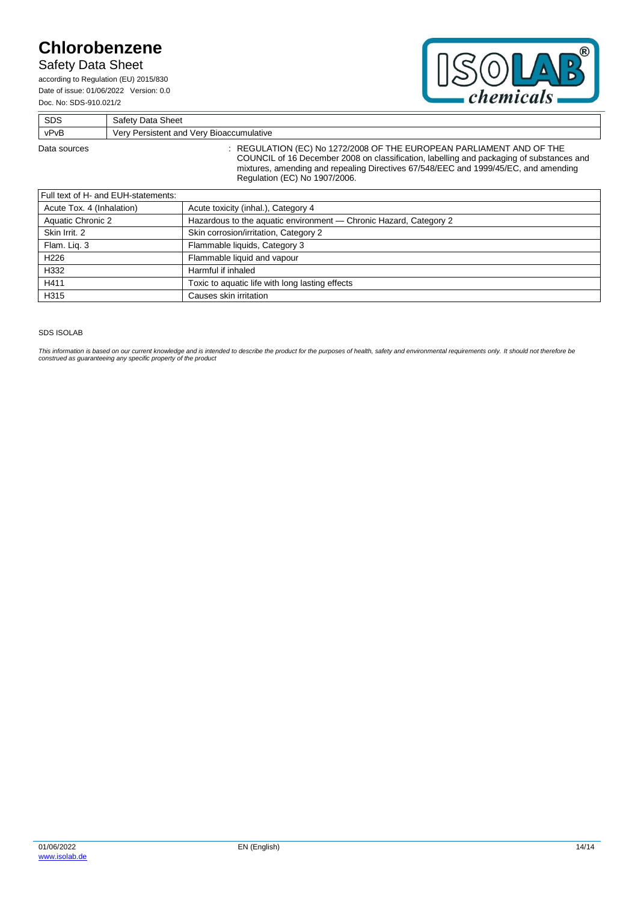| | |
|---|---|
| SDS | Safety Data Sheet |
| vPvB | Very Persistent and Very Bioaccumulative |

Data sources : REGULATION (EC) No 1272/2008 OF THE EUROPEAN PARLIAMENT AND OF THE COUNCIL of 16 December 2008 on classification, labelling and packaging of substances and mixtures, amending and repealing Directives 67/548/EEC and 1999/45/EC, and amending Regulation (EC) No 1907/2006.

| Full text of H- and EUH-statements: | |
|---|---|
| Acute Tox. 4 (Inhalation) | Acute toxicity (inhal.), Category 4 |
| Aquatic Chronic 2 | Hazardous to the aquatic environment — Chronic Hazard, Category 2 |
| Skin Irrit. 2 | Skin corrosion/irritation, Category 2 |
| Flam. Liq. 3 | Flammable liquids, Category 3 |
| H226 | Flammable liquid and vapour |
| H332 | Harmful if inhaled |
| H411 | Toxic to aquatic life with long lasting effects |
| H315 | Causes skin irritation |

SDS ISOLAB

*This information is based on our current knowledge and is intended to describe the product for the purposes of health, safety and environmental requirements only. It should not therefore be construed as guaranteeing any specific property of the product*